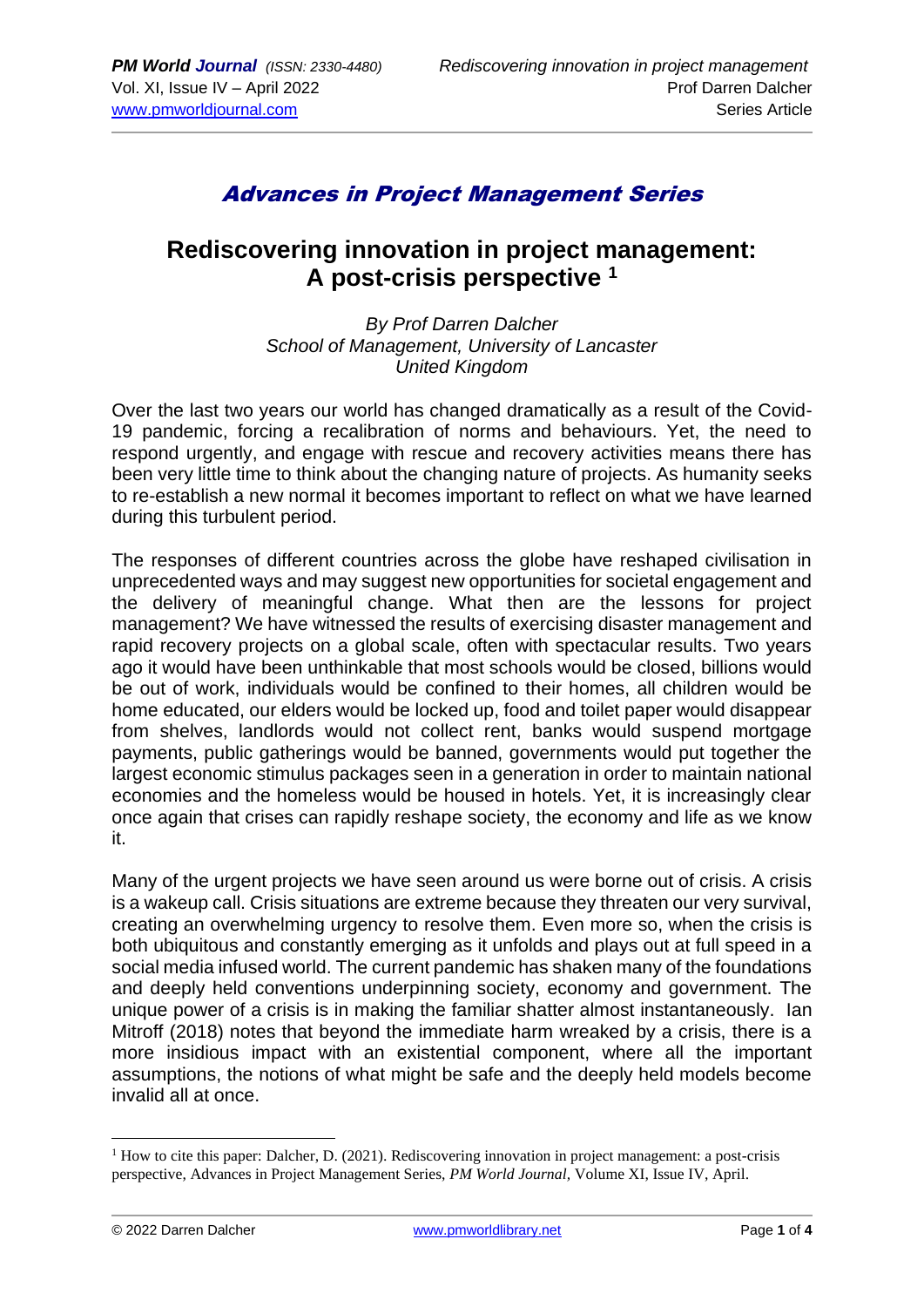# *Advances in Project Management Series*

## Rediscovering innovation in project management: A post-crisis perspective [1]

*By Prof Darren Dalcher*
*School of Management, University of Lancaster*
*United Kingdom*

Over the last two years our world has changed dramatically as a result of the Covid-19 pandemic, forcing a recalibration of norms and behaviours. Yet, the need to respond urgently, and engage with rescue and recovery activities means there has been very little time to think about the changing nature of projects. As humanity seeks to re-establish a new normal it becomes important to reflect on what we have learned during this turbulent period.

The responses of different countries across the globe have reshaped civilisation in unprecedented ways and may suggest new opportunities for societal engagement and the delivery of meaningful change. What then are the lessons for project management? We have witnessed the results of exercising disaster management and rapid recovery projects on a global scale, often with spectacular results. Two years ago it would have been unthinkable that most schools would be closed, billions would be out of work, individuals would be confined to their homes, all children would be home educated, our elders would be locked up, food and toilet paper would disappear from shelves, landlords would not collect rent, banks would suspend mortgage payments, public gatherings would be banned, governments would put together the largest economic stimulus packages seen in a generation in order to maintain national economies and the homeless would be housed in hotels. Yet, it is increasingly clear once again that crises can rapidly reshape society, the economy and life as we know it.

Many of the urgent projects we have seen around us were borne out of crisis. A crisis is a wakeup call. Crisis situations are extreme because they threaten our very survival, creating an overwhelming urgency to resolve them. Even more so, when the crisis is both ubiquitous and constantly emerging as it unfolds and plays out at full speed in a social media infused world. The current pandemic has shaken many of the foundations and deeply held conventions underpinning society, economy and government. The unique power of a crisis is in making the familiar shatter almost instantaneously. Ian Mitroff (2018) notes that beyond the immediate harm wreaked by a crisis, there is a more insidious impact with an existential component, where all the important assumptions, the notions of what might be safe and the deeply held models become invalid all at once.

---

[1] How to cite this paper: Dalcher, D. (2021). Rediscovering innovation in project management: a post-crisis perspective, Advances in Project Management Series, *PM World Journal,* Volume XI, Issue IV, April.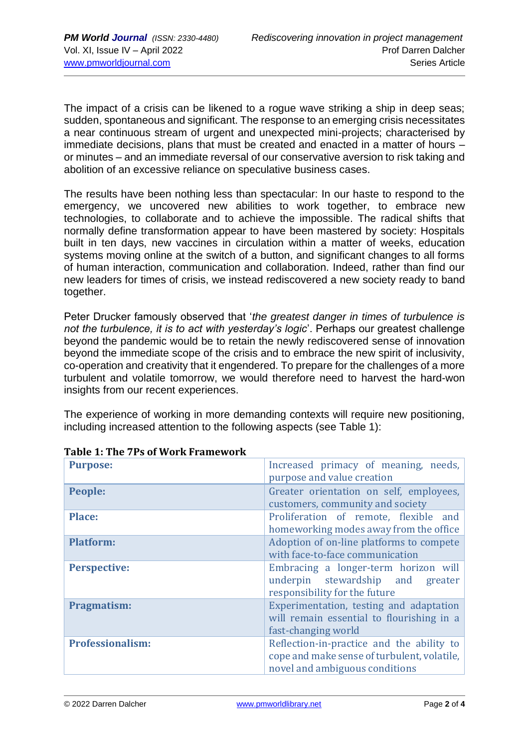The impact of a crisis can be likened to a rogue wave striking a ship in deep seas; sudden, spontaneous and significant. The response to an emerging crisis necessitates a near continuous stream of urgent and unexpected mini-projects; characterised by immediate decisions, plans that must be created and enacted in a matter of hours – or minutes – and an immediate reversal of our conservative aversion to risk taking and abolition of an excessive reliance on speculative business cases.

The results have been nothing less than spectacular: In our haste to respond to the emergency, we uncovered new abilities to work together, to embrace new technologies, to collaborate and to achieve the impossible. The radical shifts that normally define transformation appear to have been mastered by society: Hospitals built in ten days, new vaccines in circulation within a matter of weeks, education systems moving online at the switch of a button, and significant changes to all forms of human interaction, communication and collaboration. Indeed, rather than find our new leaders for times of crisis, we instead rediscovered a new society ready to band together.

Peter Drucker famously observed that '*the greatest danger in times of turbulence is not the turbulence, it is to act with yesterday's logic*'. Perhaps our greatest challenge beyond the pandemic would be to retain the newly rediscovered sense of innovation beyond the immediate scope of the crisis and to embrace the new spirit of inclusivity, co-operation and creativity that it engendered. To prepare for the challenges of a more turbulent and volatile tomorrow, we would therefore need to harvest the hard-won insights from our recent experiences.

The experience of working in more demanding contexts will require new positioning, including increased attention to the following aspects (see Table 1):

**Table 1: The 7Ps of Work Framework**

| | |
|---|---|
| **Purpose:** | Increased primacy of meaning, needs, purpose and value creation |
| **People:** | Greater orientation on self, employees, customers, community and society |
| **Place:** | Proliferation of remote, flexible and homeworking modes away from the office |
| **Platform:** | Adoption of on-line platforms to compete with face-to-face communication |
| **Perspective:** | Embracing a longer-term horizon will underpin stewardship and greater responsibility for the future |
| **Pragmatism:** | Experimentation, testing and adaptation will remain essential to flourishing in a fast-changing world |
| **Professionalism:** | Reflection-in-practice and the ability to cope and make sense of turbulent, volatile, novel and ambiguous conditions |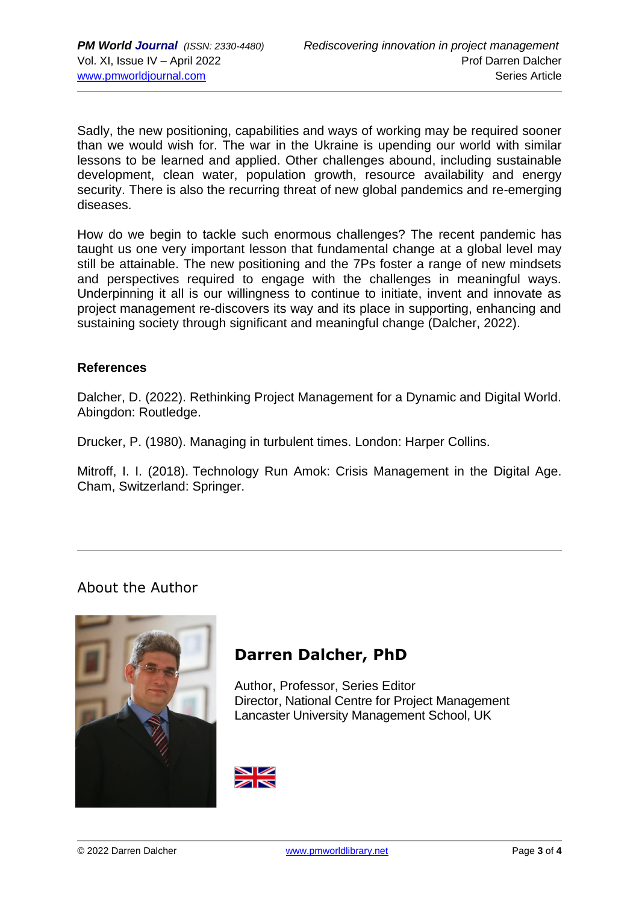Sadly, the new positioning, capabilities and ways of working may be required sooner than we would wish for. The war in the Ukraine is upending our world with similar lessons to be learned and applied. Other challenges abound, including sustainable development, clean water, population growth, resource availability and energy security. There is also the recurring threat of new global pandemics and re-emerging diseases.

How do we begin to tackle such enormous challenges? The recent pandemic has taught us one very important lesson that fundamental change at a global level may still be attainable. The new positioning and the 7Ps foster a range of new mindsets and perspectives required to engage with the challenges in meaningful ways. Underpinning it all is our willingness to continue to initiate, invent and innovate as project management re-discovers its way and its place in supporting, enhancing and sustaining society through significant and meaningful change (Dalcher, 2022).

**References**

Dalcher, D. (2022). Rethinking Project Management for a Dynamic and Digital World. Abingdon: Routledge.

Drucker, P. (1980). Managing in turbulent times. London: Harper Collins.

Mitroff, I. I. (2018). Technology Run Amok: Crisis Management in the Digital Age. Cham, Switzerland: Springer.

---

## About the Author

### Darren Dalcher, PhD

Author, Professor, Series Editor
Director, National Centre for Project Management
Lancaster University Management School, UK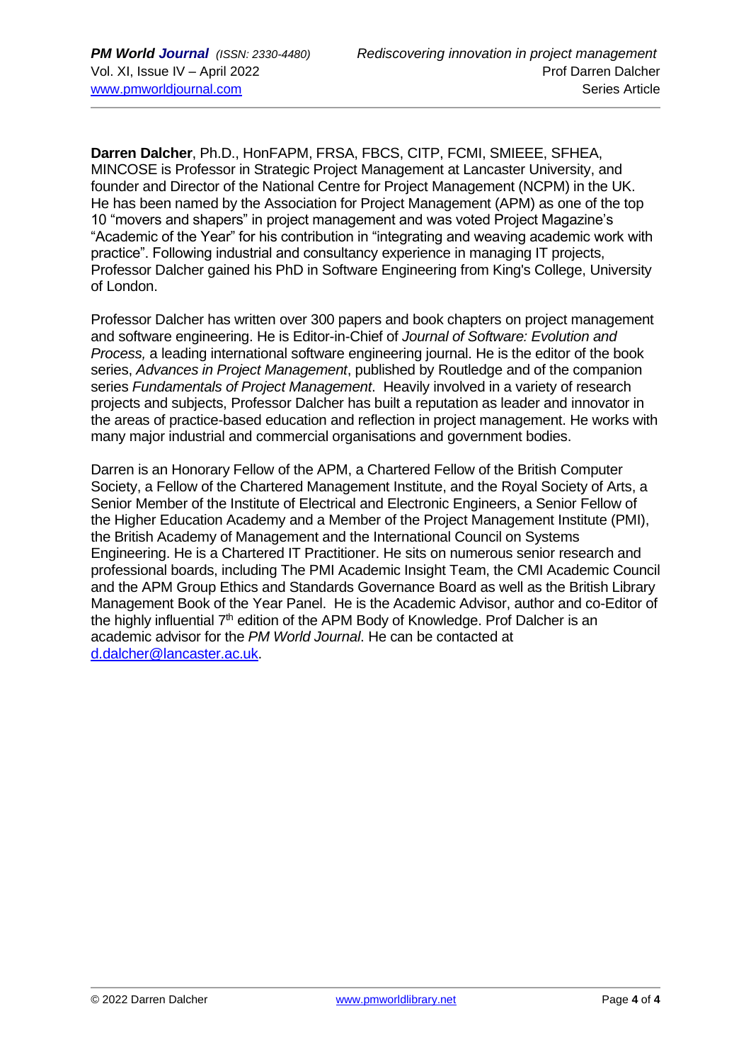**Darren Dalcher**, Ph.D., HonFAPM, FRSA, FBCS, CITP, FCMI, SMIEEE, SFHEA, MINCOSE is Professor in Strategic Project Management at Lancaster University, and founder and Director of the National Centre for Project Management (NCPM) in the UK. He has been named by the Association for Project Management (APM) as one of the top 10 "movers and shapers" in project management and was voted Project Magazine's "Academic of the Year" for his contribution in "integrating and weaving academic work with practice". Following industrial and consultancy experience in managing IT projects, Professor Dalcher gained his PhD in Software Engineering from King's College, University of London.

Professor Dalcher has written over 300 papers and book chapters on project management and software engineering. He is Editor-in-Chief of *Journal of Software: Evolution and Process,* a leading international software engineering journal. He is the editor of the book series, *Advances in Project Management*, published by Routledge and of the companion series *Fundamentals of Project Management*. Heavily involved in a variety of research projects and subjects, Professor Dalcher has built a reputation as leader and innovator in the areas of practice-based education and reflection in project management. He works with many major industrial and commercial organisations and government bodies.

Darren is an Honorary Fellow of the APM, a Chartered Fellow of the British Computer Society, a Fellow of the Chartered Management Institute, and the Royal Society of Arts, a Senior Member of the Institute of Electrical and Electronic Engineers, a Senior Fellow of the Higher Education Academy and a Member of the Project Management Institute (PMI), the British Academy of Management and the International Council on Systems Engineering. He is a Chartered IT Practitioner. He sits on numerous senior research and professional boards, including The PMI Academic Insight Team, the CMI Academic Council and the APM Group Ethics and Standards Governance Board as well as the British Library Management Book of the Year Panel. He is the Academic Advisor, author and co-Editor of the highly influential 7th edition of the APM Body of Knowledge. Prof Dalcher is an academic advisor for the *PM World Journal*. He can be contacted at d.dalcher@lancaster.ac.uk.